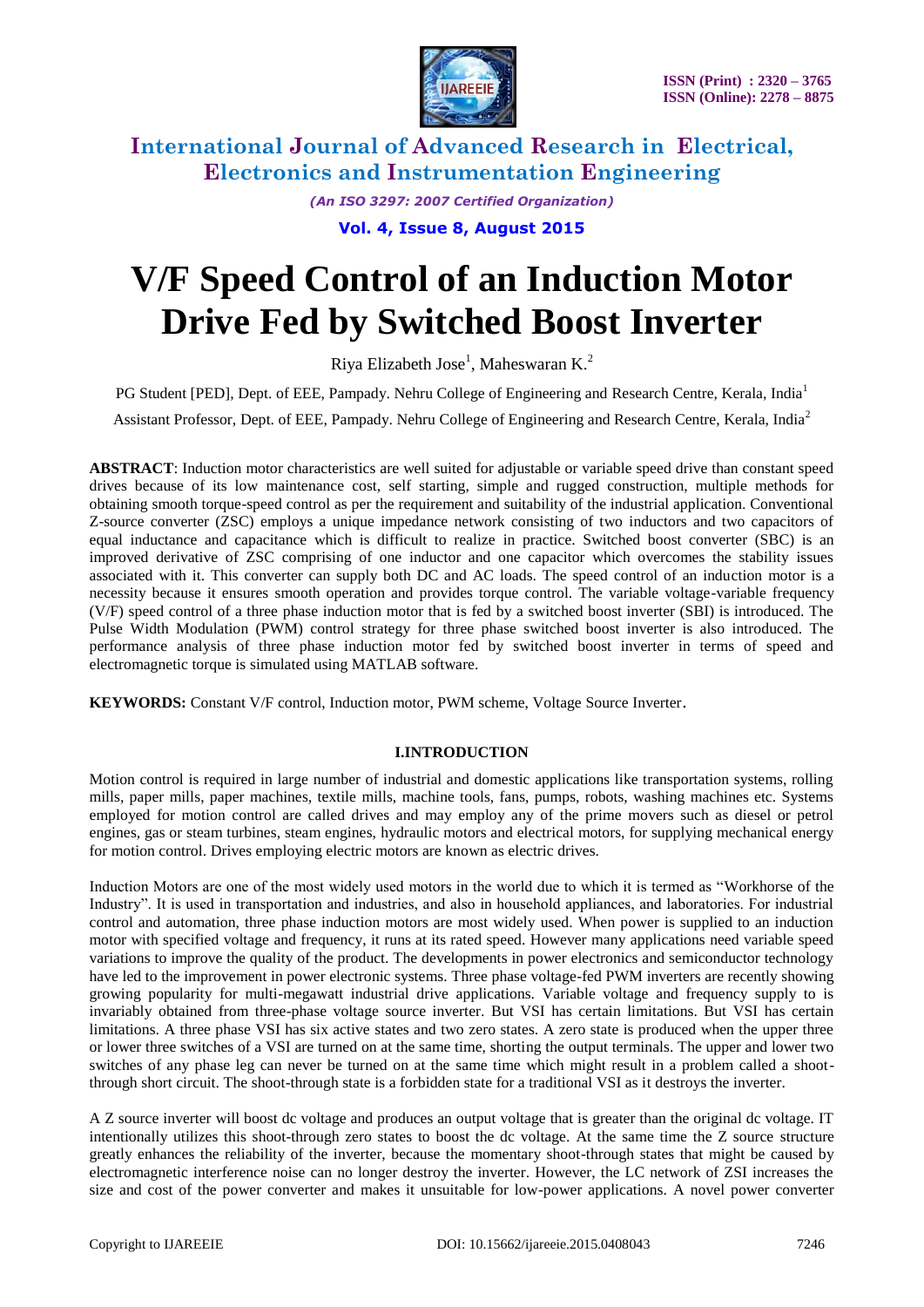# V/F Speed Control of an Induction Motor Drive Fed by Switched Boost Inverter

Riya Elizabeth Jose[1], Maheswaran K.[2]

PG Student [PED], Dept. of EEE, Pampady. Nehru College of Engineering and Research Centre, Kerala, India[1]

Assistant Professor, Dept. of EEE, Pampady. Nehru College of Engineering and Research Centre, Kerala, India[2]

**ABSTRACT**: Induction motor characteristics are well suited for adjustable or variable speed drive than constant speed drives because of its low maintenance cost, self starting, simple and rugged construction, multiple methods for obtaining smooth torque-speed control as per the requirement and suitability of the industrial application. Conventional Z-source converter (ZSC) employs a unique impedance network consisting of two inductors and two capacitors of equal inductance and capacitance which is difficult to realize in practice. Switched boost converter (SBC) is an improved derivative of ZSC comprising of one inductor and one capacitor which overcomes the stability issues associated with it. This converter can supply both DC and AC loads. The speed control of an induction motor is a necessity because it ensures smooth operation and provides torque control. The variable voltage-variable frequency (V/F) speed control of a three phase induction motor that is fed by a switched boost inverter (SBI) is introduced. The Pulse Width Modulation (PWM) control strategy for three phase switched boost inverter is also introduced. The performance analysis of three phase induction motor fed by switched boost inverter in terms of speed and electromagnetic torque is simulated using MATLAB software.

**KEYWORDS:** Constant V/F control, Induction motor, PWM scheme, Voltage Source Inverter.

## I.INTRODUCTION

Motion control is required in large number of industrial and domestic applications like transportation systems, rolling mills, paper mills, paper machines, textile mills, machine tools, fans, pumps, robots, washing machines etc. Systems employed for motion control are called drives and may employ any of the prime movers such as diesel or petrol engines, gas or steam turbines, steam engines, hydraulic motors and electrical motors, for supplying mechanical energy for motion control. Drives employing electric motors are known as electric drives.

Induction Motors are one of the most widely used motors in the world due to which it is termed as "Workhorse of the Industry". It is used in transportation and industries, and also in household appliances, and laboratories. For industrial control and automation, three phase induction motors are most widely used. When power is supplied to an induction motor with specified voltage and frequency, it runs at its rated speed. However many applications need variable speed variations to improve the quality of the product. The developments in power electronics and semiconductor technology have led to the improvement in power electronic systems. Three phase voltage-fed PWM inverters are recently showing growing popularity for multi-megawatt industrial drive applications. Variable voltage and frequency supply to is invariably obtained from three-phase voltage source inverter. But VSI has certain limitations. But VSI has certain limitations. A three phase VSI has six active states and two zero states. A zero state is produced when the upper three or lower three switches of a VSI are turned on at the same time, shorting the output terminals. The upper and lower two switches of any phase leg can never be turned on at the same time which might result in a problem called a shoot-through short circuit. The shoot-through state is a forbidden state for a traditional VSI as it destroys the inverter.

A Z source inverter will boost dc voltage and produces an output voltage that is greater than the original dc voltage. IT intentionally utilizes this shoot-through zero states to boost the dc voltage. At the same time the Z source structure greatly enhances the reliability of the inverter, because the momentary shoot-through states that might be caused by electromagnetic interference noise can no longer destroy the inverter. However, the LC network of ZSI increases the size and cost of the power converter and makes it unsuitable for low-power applications. A novel power converter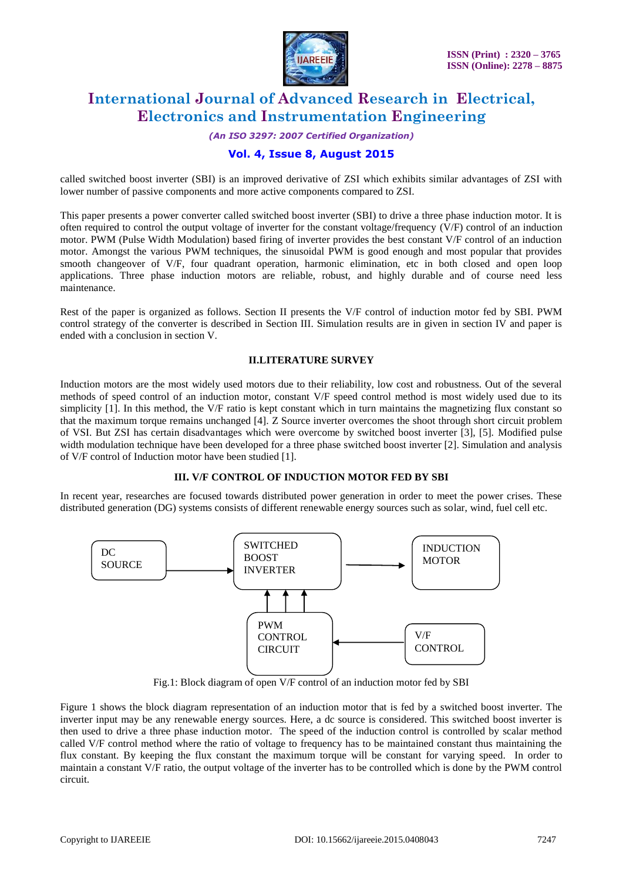called switched boost inverter (SBI) is an improved derivative of ZSI which exhibits similar advantages of ZSI with lower number of passive components and more active components compared to ZSI.

This paper presents a power converter called switched boost inverter (SBI) to drive a three phase induction motor. It is often required to control the output voltage of inverter for the constant voltage/frequency (V/F) control of an induction motor. PWM (Pulse Width Modulation) based firing of inverter provides the best constant V/F control of an induction motor. Amongst the various PWM techniques, the sinusoidal PWM is good enough and most popular that provides smooth changeover of V/F, four quadrant operation, harmonic elimination, etc in both closed and open loop applications. Three phase induction motors are reliable, robust, and highly durable and of course need less maintenance.

Rest of the paper is organized as follows. Section II presents the V/F control of induction motor fed by SBI. PWM control strategy of the converter is described in Section III. Simulation results are in given in section IV and paper is ended with a conclusion in section V.

## II.LITERATURE SURVEY

Induction motors are the most widely used motors due to their reliability, low cost and robustness. Out of the several methods of speed control of an induction motor, constant V/F speed control method is most widely used due to its simplicity [1]. In this method, the V/F ratio is kept constant which in turn maintains the magnetizing flux constant so that the maximum torque remains unchanged [4]. Z Source inverter overcomes the shoot through short circuit problem of VSI. But ZSI has certain disadvantages which were overcome by switched boost inverter [3], [5]. Modified pulse width modulation technique have been developed for a three phase switched boost inverter [2]. Simulation and analysis of V/F control of Induction motor have been studied [1].

## III. V/F CONTROL OF INDUCTION MOTOR FED BY SBI

In recent year, researches are focused towards distributed power generation in order to meet the power crises. These distributed generation (DG) systems consists of different renewable energy sources such as solar, wind, fuel cell etc.

DC SOURCE → SWITCHED BOOST INVERTER → INDUCTION MOTOR

V/F CONTROL → PWM CONTROL CIRCUIT → SWITCHED BOOST INVERTER

Fig.1: Block diagram of open V/F control of an induction motor fed by SBI

Figure 1 shows the block diagram representation of an induction motor that is fed by a switched boost inverter. The inverter input may be any renewable energy sources. Here, a dc source is considered. This switched boost inverter is then used to drive a three phase induction motor. The speed of the induction control is controlled by scalar method called V/F control method where the ratio of voltage to frequency has to be maintained constant thus maintaining the flux constant. By keeping the flux constant the maximum torque will be constant for varying speed. In order to maintain a constant V/F ratio, the output voltage of the inverter has to be controlled which is done by the PWM control circuit.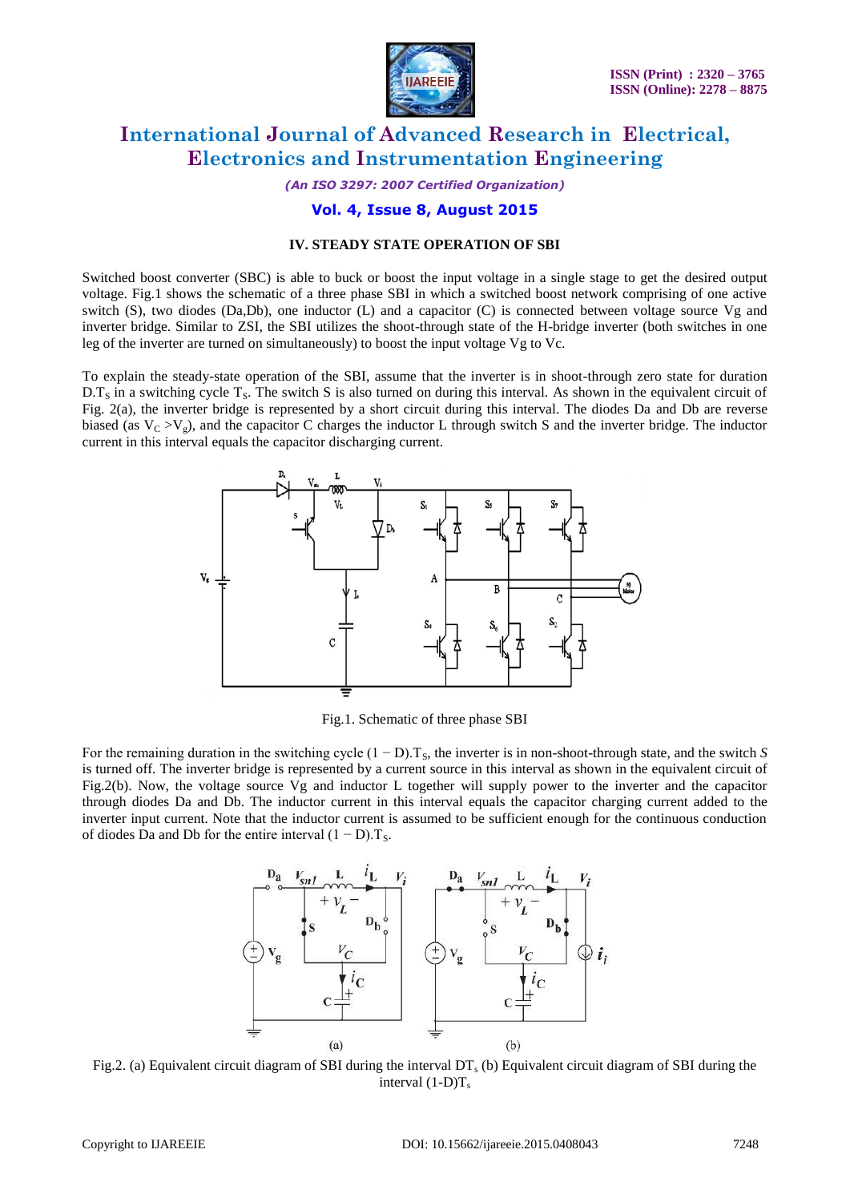### IV. STEADY STATE OPERATION OF SBI

Switched boost converter (SBC) is able to buck or boost the input voltage in a single stage to get the desired output voltage. Fig.1 shows the schematic of a three phase SBI in which a switched boost network comprising of one active switch (S), two diodes (Da,Db), one inductor (L) and a capacitor (C) is connected between voltage source Vg and inverter bridge. Similar to ZSI, the SBI utilizes the shoot-through state of the H-bridge inverter (both switches in one leg of the inverter are turned on simultaneously) to boost the input voltage Vg to Vc.

To explain the steady-state operation of the SBI, assume that the inverter is in shoot-through zero state for duration $D.T_S$ in a switching cycle $T_S$. The switch S is also turned on during this interval. As shown in the equivalent circuit of Fig. 2(a), the inverter bridge is represented by a short circuit during this interval. The diodes Da and Db are reverse biased (as $V_C > V_g$), and the capacitor C charges the inductor L through switch S and the inverter bridge. The inductor current in this interval equals the capacitor discharging current.

Fig.1. Schematic of three phase SBI

For the remaining duration in the switching cycle $(1 - D).T_S$, the inverter is in non-shoot-through state, and the switch *S* is turned off. The inverter bridge is represented by a current source in this interval as shown in the equivalent circuit of Fig.2(b). Now, the voltage source Vg and inductor L together will supply power to the inverter and the capacitor through diodes Da and Db. The inductor current in this interval equals the capacitor charging current added to the inverter input current. Note that the inductor current is assumed to be sufficient enough for the continuous conduction of diodes Da and Db for the entire interval $(1 - D).T_S$.

Fig.2. (a) Equivalent circuit diagram of SBI during the interval $DT_s$ (b) Equivalent circuit diagram of SBI during the interval $(1\text{-}D)T_s$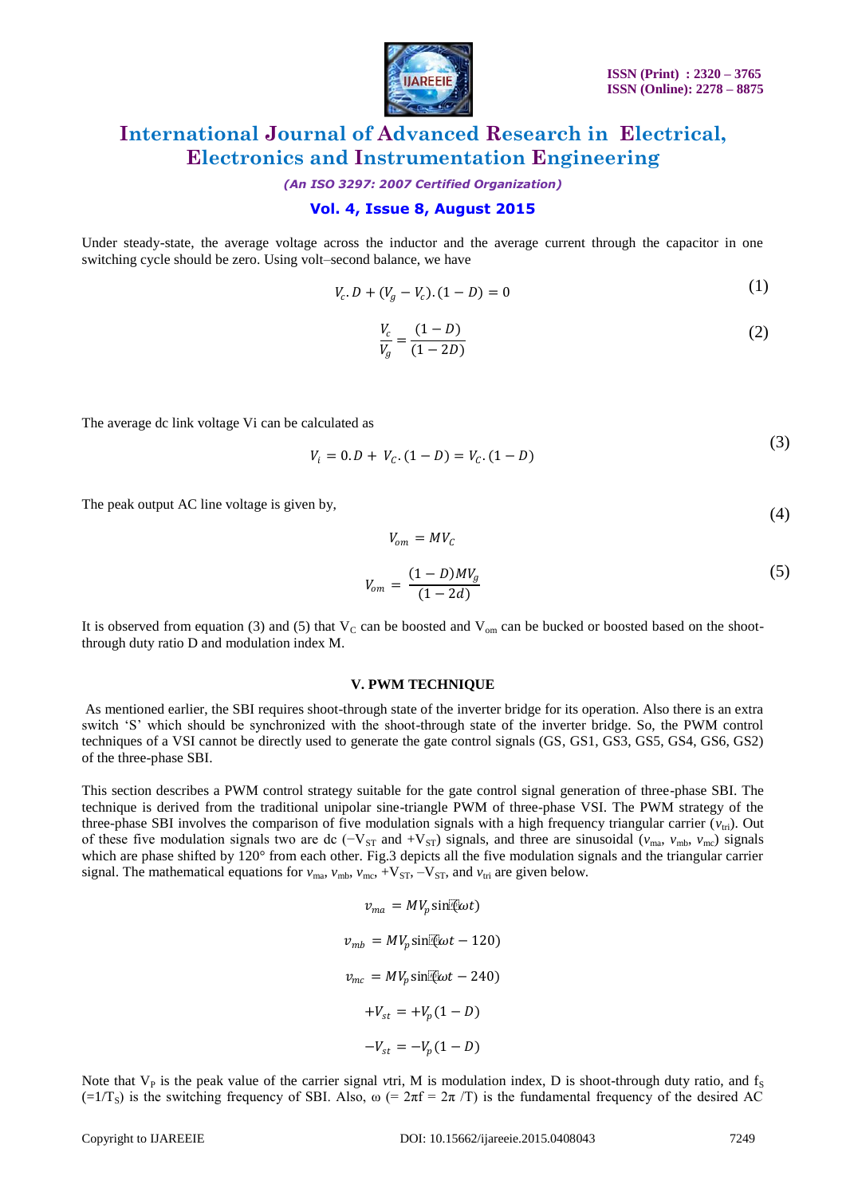Under steady-state, the average voltage across the inductor and the average current through the capacitor in one switching cycle should be zero. Using volt–second balance, we have

$$V_c . D + (V_g - V_c).(1 - D) = 0 \tag{1}$$

$$\frac{V_c}{V_g} = \frac{(1 - D)}{(1 - 2D)} \tag{2}$$

The average dc link voltage Vi can be calculated as

$$V_i = 0.D + V_C.(1 - D) = V_C.(1 - D) \tag{3}$$

The peak output AC line voltage is given by,

$$V_{om} = MV_C \tag{4}$$

$$V_{om} = \frac{(1 - D)MV_g}{(1 - 2d)} \tag{5}$$

It is observed from equation (3) and (5) that $V_C$ can be boosted and $V_{om}$ can be bucked or boosted based on the shoot-through duty ratio D and modulation index M.

## V. PWM TECHNIQUE

As mentioned earlier, the SBI requires shoot-through state of the inverter bridge for its operation. Also there is an extra switch 'S' which should be synchronized with the shoot-through state of the inverter bridge. So, the PWM control techniques of a VSI cannot be directly used to generate the gate control signals (GS, GS1, GS3, GS5, GS4, GS6, GS2) of the three-phase SBI.

This section describes a PWM control strategy suitable for the gate control signal generation of three-phase SBI. The technique is derived from the traditional unipolar sine-triangle PWM of three-phase VSI. The PWM strategy of the three-phase SBI involves the comparison of five modulation signals with a high frequency triangular carrier ($v_{tri}$). Out of these five modulation signals two are dc ($-V_{ST}$ and $+V_{ST}$) signals, and three are sinusoidal ($v_{ma}$, $v_{mb}$, $v_{mc}$) signals which are phase shifted by 120° from each other. Fig.3 depicts all the five modulation signals and the triangular carrier signal. The mathematical equations for $v_{ma}$, $v_{mb}$, $v_{mc}$, $+V_{ST}$, $-V_{ST}$, and $v_{tri}$ are given below.

$$v_{ma} = MV_p \sin(\omega t)$$

$$v_{mb} = MV_p \sin(\omega t - 120)$$

$$v_{mc} = MV_p \sin(\omega t - 240)$$

$$+V_{st} = +V_p(1 - D)$$

$$-V_{st} = -V_p(1 - D)$$

Note that $V_P$ is the peak value of the carrier signal $v$tri, M is modulation index, D is shoot-through duty ratio, and $f_S$ ($=1/T_S$) is the switching frequency of SBI. Also, ω (= 2πf = 2π /T) is the fundamental frequency of the desired AC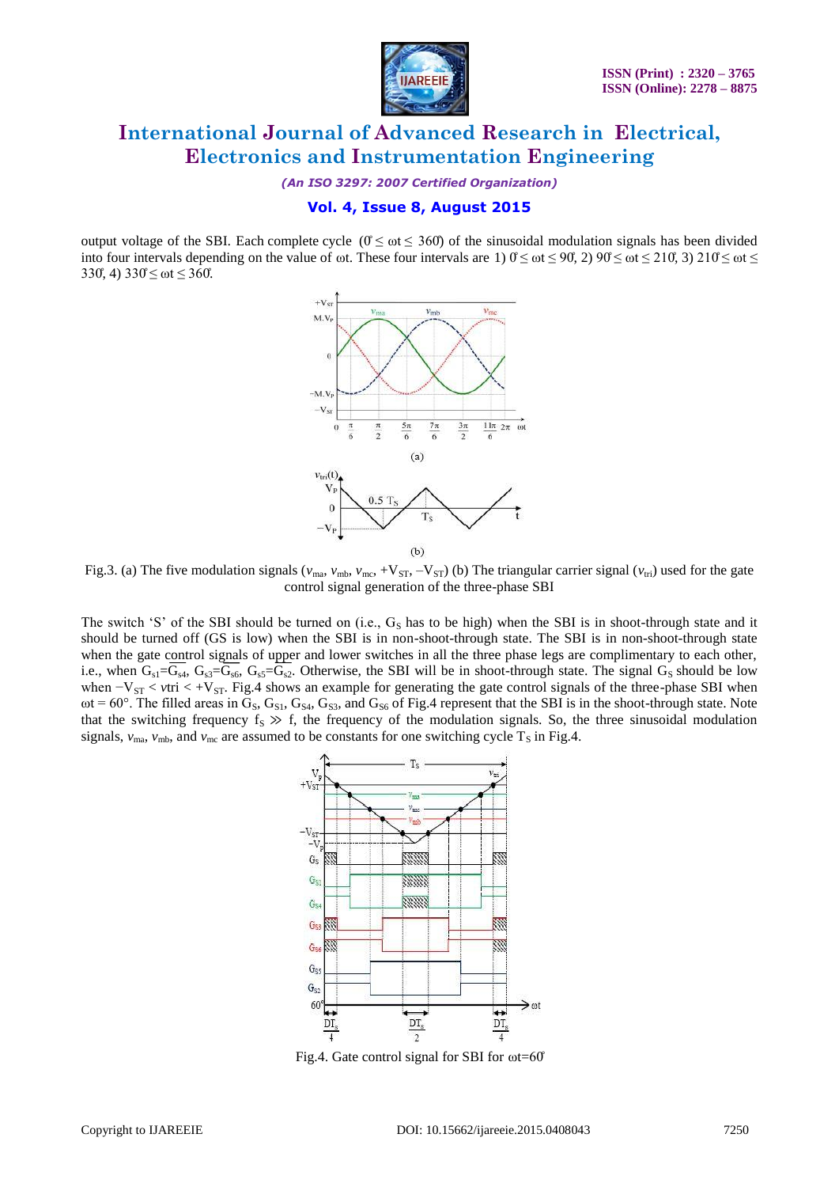output voltage of the SBI. Each complete cycle ($0° \leq \omega t \leq 360°$) of the sinusoidal modulation signals has been divided into four intervals depending on the value of $\omega t$. These four intervals are 1) $0° \leq \omega t \leq 90°$, 2) $90° \leq \omega t \leq 210°$, 3) $210° \leq \omega t \leq 330°$, 4) $330° \leq \omega t \leq 360°$.

Fig.3. (a) The five modulation signals ($v_{ma}$, $v_{mb}$, $v_{mc}$, $+V_{ST}$, $-V_{ST}$) (b) The triangular carrier signal ($v_{tri}$) used for the gate control signal generation of the three-phase SBI

The switch 'S' of the SBI should be turned on (i.e., $G_S$ has to be high) when the SBI is in shoot-through state and it should be turned off (GS is low) when the SBI is in non-shoot-through state. The SBI is in non-shoot-through state when the gate control signals of upper and lower switches in all the three phase legs are complimentary to each other, i.e., when $G_{s1}=\overline{G_{s4}}$, $G_{s3}=\overline{G_{s6}}$, $G_{s5}=\overline{G_{s2}}$. Otherwise, the SBI will be in shoot-through state. The signal $G_S$ should be low when $-V_{ST} < v\text{tri} < +V_{ST}$. Fig.4 shows an example for generating the gate control signals of the three-phase SBI when $\omega t = 60°$. The filled areas in $G_S$, $G_{S1}$, $G_{S4}$, $G_{S3}$, and $G_{S6}$ of Fig.4 represent that the SBI is in the shoot-through state. Note that the switching frequency $f_S \gg f$, the frequency of the modulation signals. So, the three sinusoidal modulation signals, $v_{ma}$, $v_{mb}$, and $v_{mc}$ are assumed to be constants for one switching cycle $T_S$ in Fig.4.

Fig.4. Gate control signal for SBI for $\omega t=60°$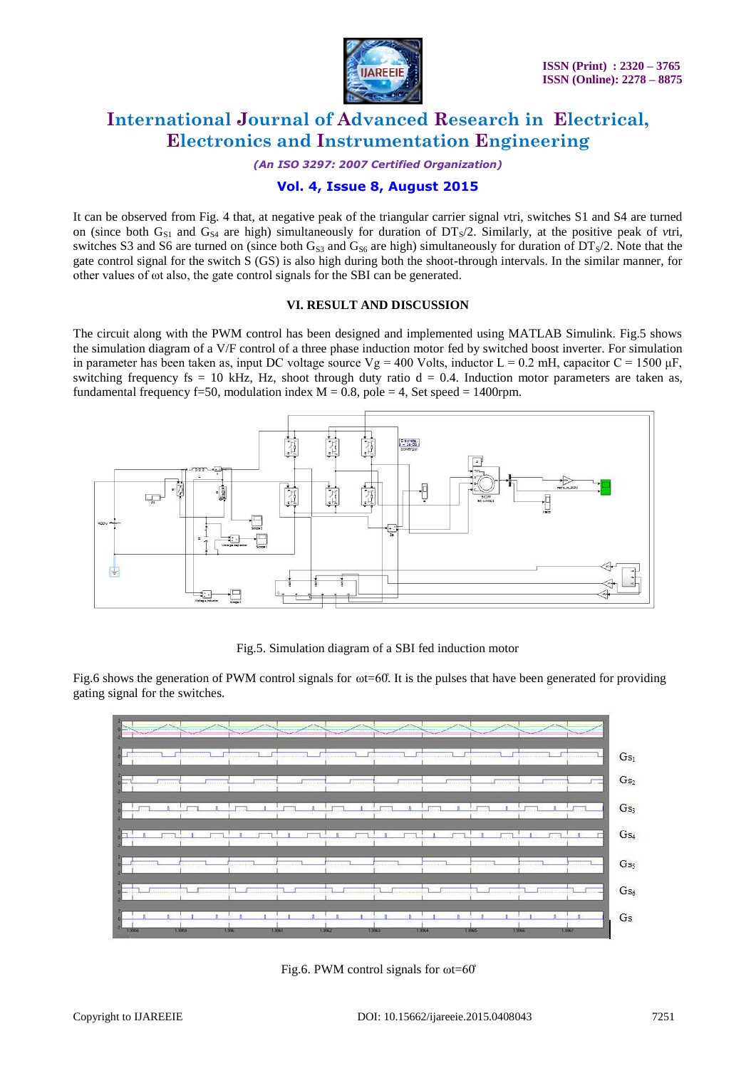It can be observed from Fig. 4 that, at negative peak of the triangular carrier signal *v*tri, switches S1 and S4 are turned on (since both $G_{S1}$ and $G_{S4}$ are high) simultaneously for duration of $DT_S/2$. Similarly, at the positive peak of *v*tri, switches S3 and S6 are turned on (since both $G_{S3}$ and $G_{S6}$ are high) simultaneously for duration of $DT_S/2$. Note that the gate control signal for the switch S (GS) is also high during both the shoot-through intervals. In the similar manner, for other values of ωt also, the gate control signals for the SBI can be generated.

## VI. RESULT AND DISCUSSION

The circuit along with the PWM control has been designed and implemented using MATLAB Simulink. Fig.5 shows the simulation diagram of a V/F control of a three phase induction motor fed by switched boost inverter. For simulation in parameter has been taken as, input DC voltage source Vg = 400 Volts, inductor L = 0.2 mH, capacitor C = 1500 μF, switching frequency fs = 10 kHz, Hz, shoot through duty ratio d = 0.4. Induction motor parameters are taken as, fundamental frequency f=50, modulation index M = 0.8, pole = 4, Set speed = 1400rpm.

Fig.5. Simulation diagram of a SBI fed induction motor

Fig.6 shows the generation of PWM control signals for ωt=60̊. It is the pulses that have been generated for providing gating signal for the switches.

Fig.6. PWM control signals for ωt=60̊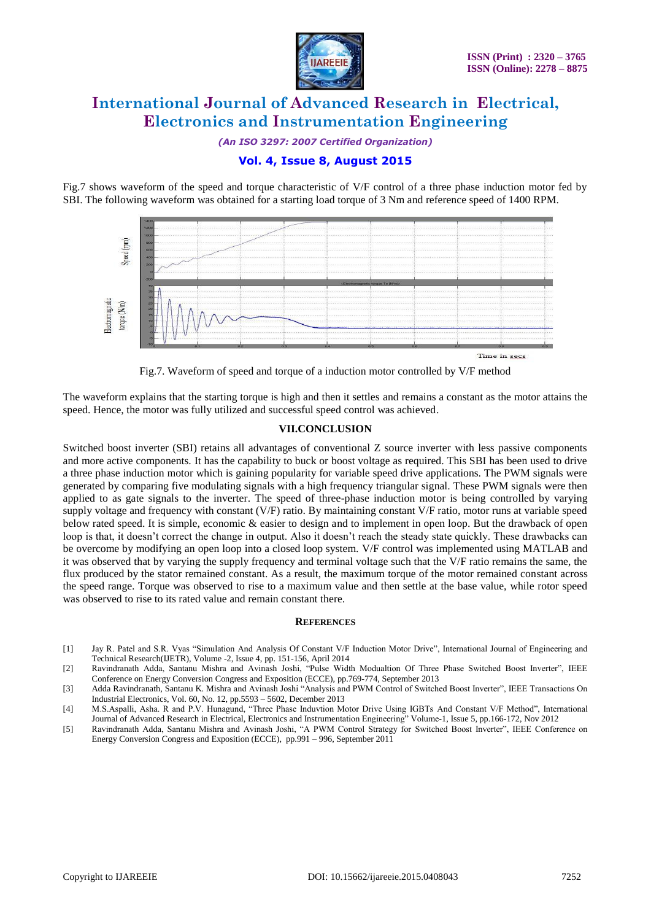Fig.7 shows waveform of the speed and torque characteristic of V/F control of a three phase induction motor fed by SBI. The following waveform was obtained for a starting load torque of 3 Nm and reference speed of 1400 RPM.

Speed (rpm)

Electromagnetic torque (Nm)

(Electromagnetic torque Te (N\*m))

Time in secs

Fig.7. Waveform of speed and torque of a induction motor controlled by V/F method

The waveform explains that the starting torque is high and then it settles and remains a constant as the motor attains the speed. Hence, the motor was fully utilized and successful speed control was achieved.

## VII.CONCLUSION

Switched boost inverter (SBI) retains all advantages of conventional Z source inverter with less passive components and more active components. It has the capability to buck or boost voltage as required. This SBI has been used to drive a three phase induction motor which is gaining popularity for variable speed drive applications. The PWM signals were generated by comparing five modulating signals with a high frequency triangular signal. These PWM signals were then applied to as gate signals to the inverter. The speed of three-phase induction motor is being controlled by varying supply voltage and frequency with constant (V/F) ratio. By maintaining constant V/F ratio, motor runs at variable speed below rated speed. It is simple, economic & easier to design and to implement in open loop. But the drawback of open loop is that, it doesn't correct the change in output. Also it doesn't reach the steady state quickly. These drawbacks can be overcome by modifying an open loop into a closed loop system. V/F control was implemented using MATLAB and it was observed that by varying the supply frequency and terminal voltage such that the V/F ratio remains the same, the flux produced by the stator remained constant. As a result, the maximum torque of the motor remained constant across the speed range. Torque was observed to rise to a maximum value and then settle at the base value, while rotor speed was observed to rise to its rated value and remain constant there.

## REFERENCES

[1] Jay R. Patel and S.R. Vyas "Simulation And Analysis Of Constant V/F Induction Motor Drive", International Journal of Engineering and Technical Research(IJETR), Volume -2, Issue 4, pp. 151-156, April 2014

[2] Ravindranath Adda, Santanu Mishra and Avinash Joshi, "Pulse Width Modualtion Of Three Phase Switched Boost Inverter", IEEE Conference on Energy Conversion Congress and Exposition (ECCE), pp.769-774, September 2013

[3] Adda Ravindranath, Santanu K. Mishra and Avinash Joshi "Analysis and PWM Control of Switched Boost Inverter", IEEE Transactions On Industrial Electronics, Vol. 60, No. 12, pp.5593 – 5602, December 2013

[4] M.S.Aspalli, Asha. R and P.V. Hunagund, "Three Phase Induvtion Motor Drive Using IGBTs And Constant V/F Method", International Journal of Advanced Research in Electrical, Electronics and Instrumentation Engineering" Volume-1, Issue 5, pp.166-172, Nov 2012

[5] Ravindranath Adda, Santanu Mishra and Avinash Joshi, "A PWM Control Strategy for Switched Boost Inverter", IEEE Conference on Energy Conversion Congress and Exposition (ECCE), pp.991 – 996, September 2011